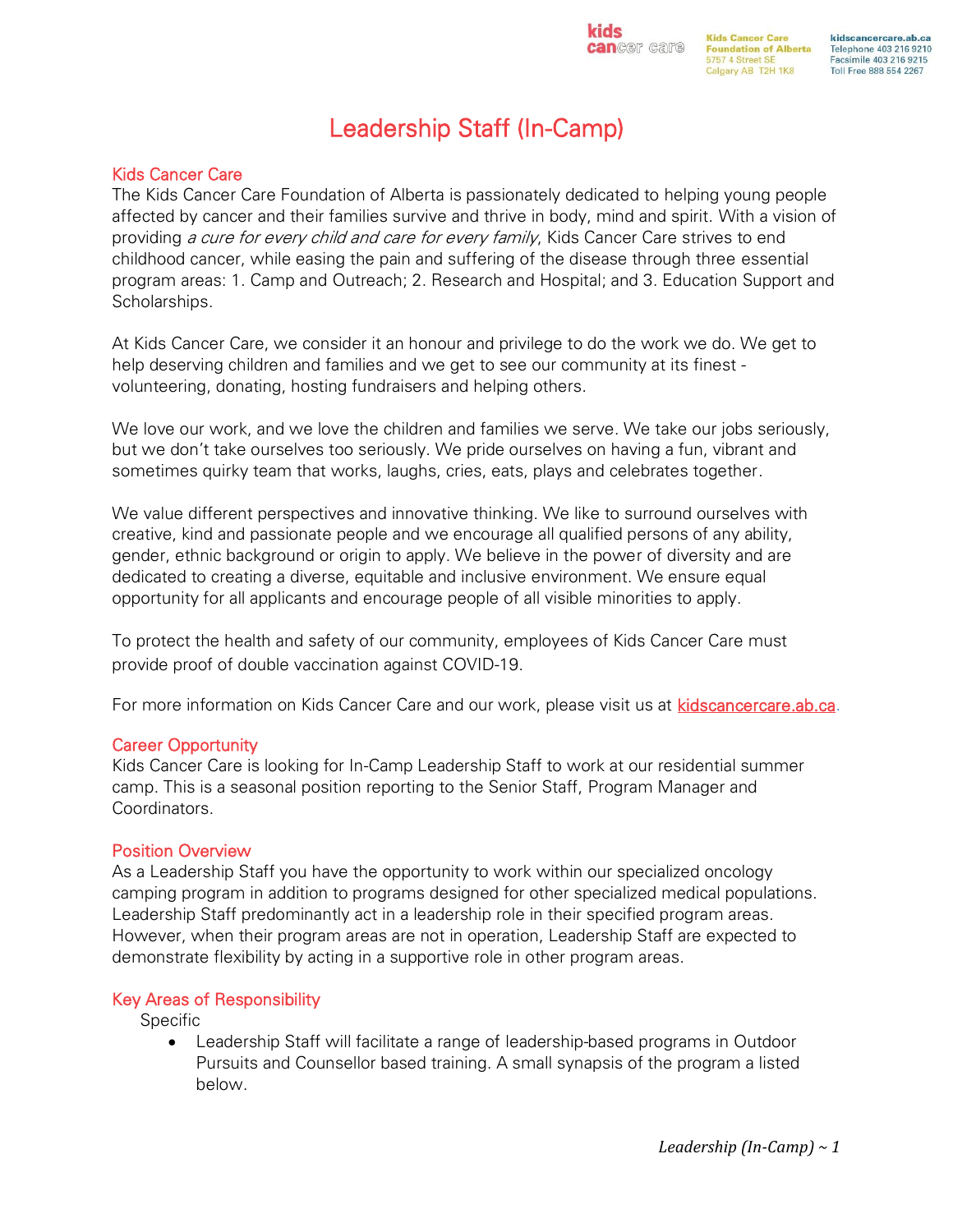# Leadership Staff (In-Camp)

## Kids Cancer Care

The Kids Cancer Care Foundation of Alberta is passionately dedicated to helping young people affected by cancer and their families survive and thrive in body, mind and spirit. With a vision of providing *a cure for every child and care for every family*, Kids Cancer Care strives to end childhood cancer, while easing the pain and suffering of the disease through three essential program areas: 1. Camp and Outreach; 2. Research and Hospital; and 3. Education Support and Scholarships.

At Kids Cancer Care, we consider it an honour and privilege to do the work we do. We get to help deserving children and families and we get to see our community at its finest - volunteering, donating, hosting fundraisers and helping others.

We love our work, and we love the children and families we serve. We take our jobs seriously, but we don't take ourselves too seriously. We pride ourselves on having a fun, vibrant and sometimes quirky team that works, laughs, cries, eats, plays and celebrates together.

We value different perspectives and innovative thinking. We like to surround ourselves with creative, kind and passionate people and we encourage all qualified persons of any ability, gender, ethnic background or origin to apply. We believe in the power of diversity and are dedicated to creating a diverse, equitable and inclusive environment. We ensure equal opportunity for all applicants and encourage people of all visible minorities to apply.

To protect the health and safety of our community, employees of Kids Cancer Care must provide proof of double vaccination against COVID-19.

For more information on Kids Cancer Care and our work, please visit us at kidscancercare.ab.ca.

## Career Opportunity

Kids Cancer Care is looking for In-Camp Leadership Staff to work at our residential summer camp. This is a seasonal position reporting to the Senior Staff, Program Manager and Coordinators.

## Position Overview

As a Leadership Staff you have the opportunity to work within our specialized oncology camping program in addition to programs designed for other specialized medical populations. Leadership Staff predominantly act in a leadership role in their specified program areas. However, when their program areas are not in operation, Leadership Staff are expected to demonstrate flexibility by acting in a supportive role in other program areas.

## Key Areas of Responsibility

Specific

- Leadership Staff will facilitate a range of leadership-based programs in Outdoor Pursuits and Counsellor based training. A small synapsis of the program a listed below.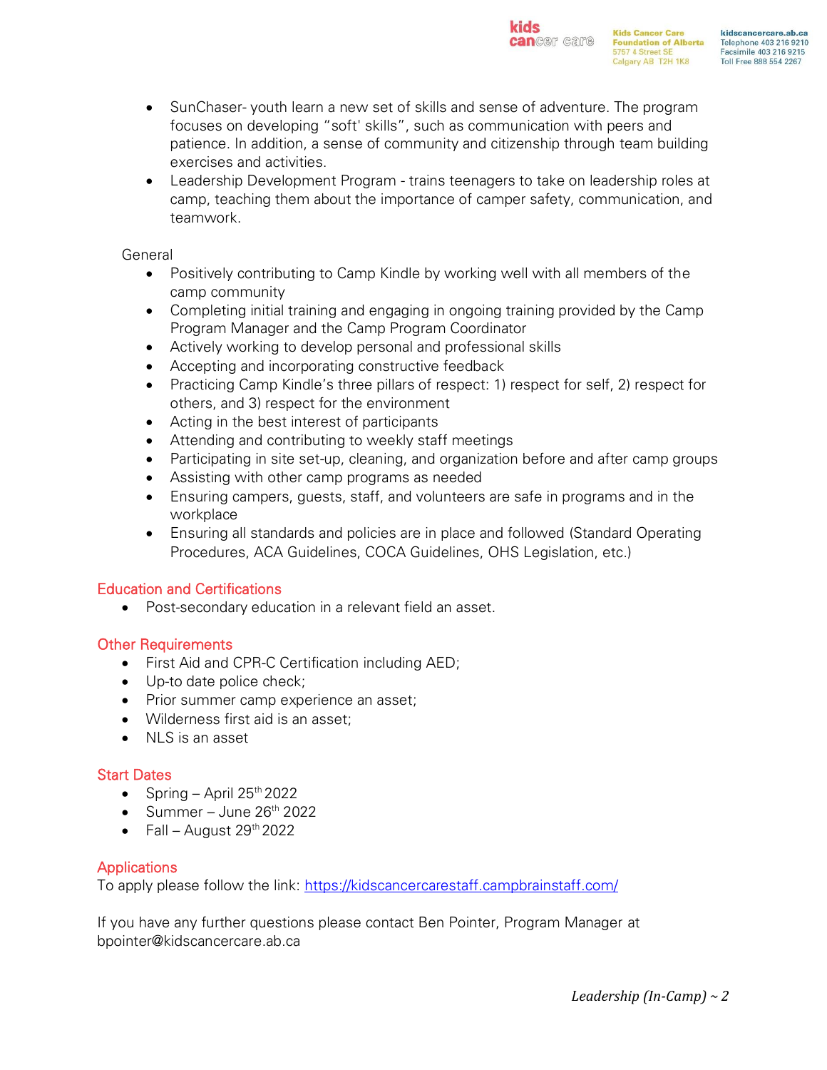- SunChaser- youth learn a new set of skills and sense of adventure. The program focuses on developing "soft' skills", such as communication with peers and patience. In addition, a sense of community and citizenship through team building exercises and activities.
- Leadership Development Program - trains teenagers to take on leadership roles at camp, teaching them about the importance of camper safety, communication, and teamwork.

General

- Positively contributing to Camp Kindle by working well with all members of the camp community
- Completing initial training and engaging in ongoing training provided by the Camp Program Manager and the Camp Program Coordinator
- Actively working to develop personal and professional skills
- Accepting and incorporating constructive feedback
- Practicing Camp Kindle's three pillars of respect: 1) respect for self, 2) respect for others, and 3) respect for the environment
- Acting in the best interest of participants
- Attending and contributing to weekly staff meetings
- Participating in site set-up, cleaning, and organization before and after camp groups
- Assisting with other camp programs as needed
- Ensuring campers, guests, staff, and volunteers are safe in programs and in the workplace
- Ensuring all standards and policies are in place and followed (Standard Operating Procedures, ACA Guidelines, COCA Guidelines, OHS Legislation, etc.)

## Education and Certifications

- Post-secondary education in a relevant field an asset.

## Other Requirements

- First Aid and CPR-C Certification including AED;
- Up-to date police check;
- Prior summer camp experience an asset;
- Wilderness first aid is an asset;
- NLS is an asset

## Start Dates

- Spring – April 25th 2022
- Summer – June 26th 2022
- Fall – August 29th 2022

## Applications

To apply please follow the link: https://kidscancercarestaff.campbrainstaff.com/

If you have any further questions please contact Ben Pointer, Program Manager at bpointer@kidscancercare.ab.ca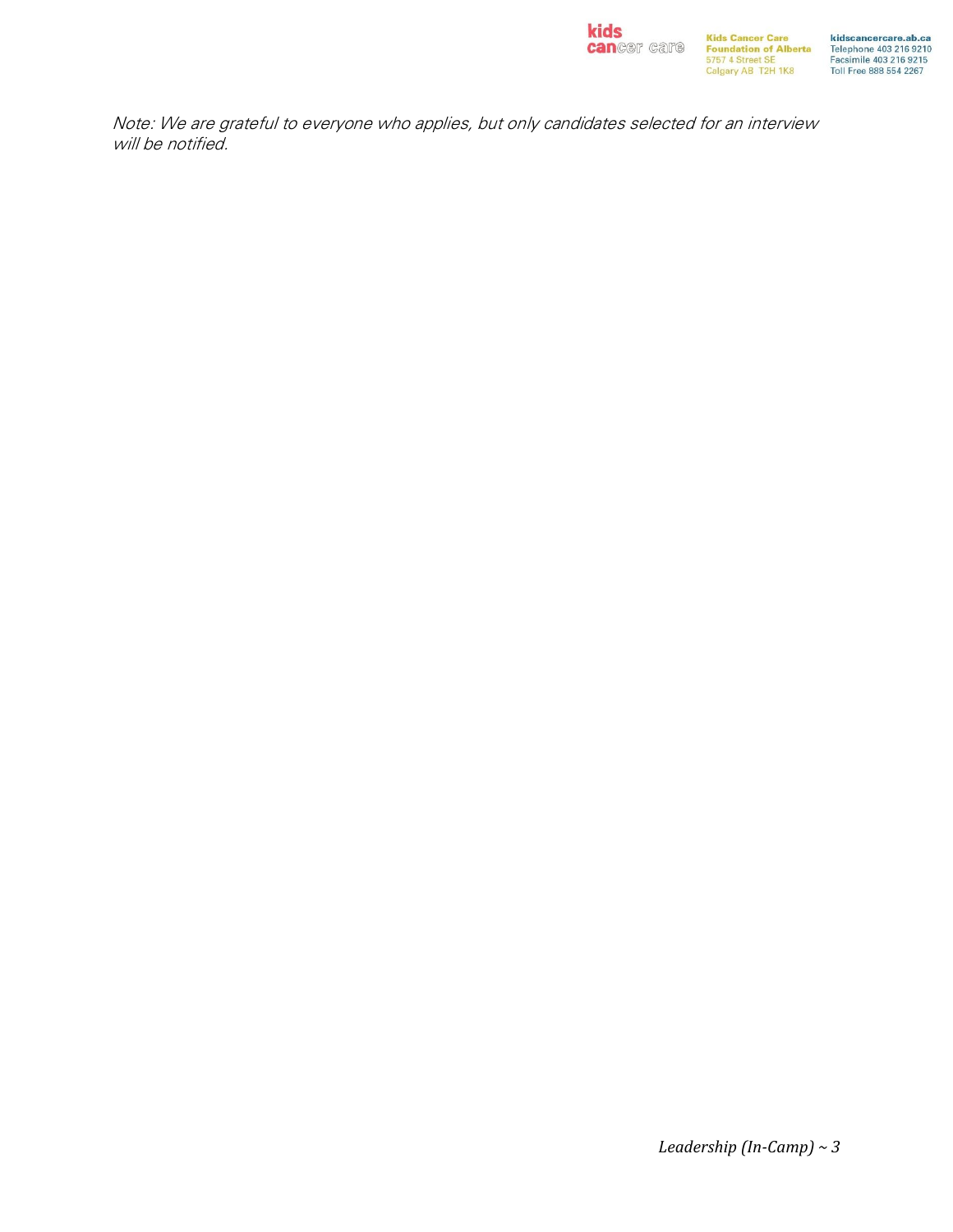*Note: We are grateful to everyone who applies, but only candidates selected for an interview will be notified.*